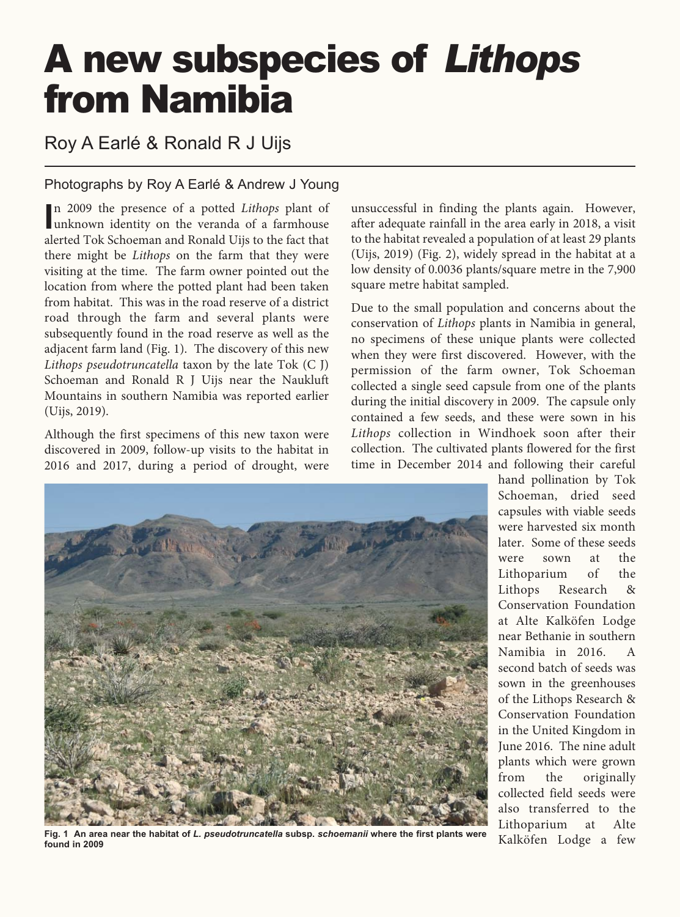# A new subspecies of *Lithops* from Namibia

Roy A Earlé & Ronald R J Uijs

Photographs by Roy A Earlé & Andrew J Young

In 2009 the presence of a potted *Lithops* plant of unknown identity on the veranda of a farmhouse alerted Tok Schoeman and Ronald Uijs to the fact that there might be *Lithops* on the farm that they were visiting at the time. The farm owner pointed out the location from where the potted plant had been taken from habitat. This was in the road reserve of a district road through the farm and several plants were subsequently found in the road reserve as well as the adjacent farm land (Fig. 1). The discovery of this new *Lithops pseudotruncatella* taxon by the late Tok (C J) Schoeman and Ronald R J Uijs near the Naukluft Mountains in southern Namibia was reported earlier (Uijs, 2019).

Although the first specimens of this new taxon were discovered in 2009, follow-up visits to the habitat in 2016 and 2017, during a period of drought, were unsuccessful in finding the plants again. However, after adequate rainfall in the area early in 2018, a visit to the habitat revealed a population of at least 29 plants (Uijs, 2019) (Fig. 2), widely spread in the habitat at a low density of 0.0036 plants/square metre in the 7,900 square metre habitat sampled.

Due to the small population and concerns about the conservation of *Lithops* plants in Namibia in general, no specimens of these unique plants were collected when they were first discovered. However, with the permission of the farm owner, Tok Schoeman collected a single seed capsule from one of the plants during the initial discovery in 2009. The capsule only contained a few seeds, and these were sown in his *Lithops* collection in Windhoek soon after their collection. The cultivated plants flowered for the first time in December 2014 and following their careful hand pollination by Tok Schoeman, dried seed capsules with viable seeds were harvested six month later. Some of these seeds were sown at the Lithoparium of the Lithops Research & Conservation Foundation at Alte Kalköfen Lodge near Bethanie in southern Namibia in 2016. A second batch of seeds was sown in the greenhouses of the Lithops Research & Conservation Foundation in the United Kingdom in June 2016. The nine adult plants which were grown from the originally collected field seeds were also transferred to the Lithoparium at Alte Kalköfen Lodge a few

**Fig. 1 An area near the habitat of *L. pseudotruncatella* subsp. *schoemanii* where the first plants were found in 2009**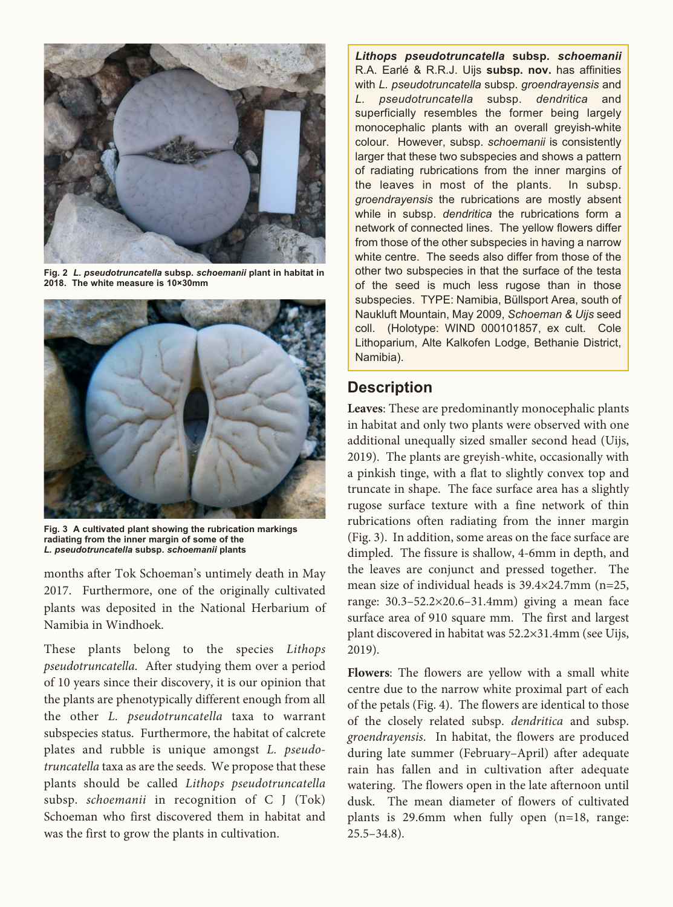**Fig. 2** ***L. pseudotruncatella*** **subsp.** ***schoemanii*** **plant in habitat in 2018. The white measure is 10×30mm**

**Fig. 3 A cultivated plant showing the rubrication markings radiating from the inner margin of some of the** ***L. pseudotruncatella*** **subsp.** ***schoemanii*** **plants**

months after Tok Schoeman's untimely death in May 2017. Furthermore, one of the originally cultivated plants was deposited in the National Herbarium of Namibia in Windhoek.

These plants belong to the species *Lithops pseudotruncatella*. After studying them over a period of 10 years since their discovery, it is our opinion that the plants are phenotypically different enough from all the other *L. pseudotruncatella* taxa to warrant subspecies status. Furthermore, the habitat of calcrete plates and rubble is unique amongst *L. pseudotruncatella* taxa as are the seeds. We propose that these plants should be called *Lithops pseudotruncatella* subsp. *schoemanii* in recognition of C J (Tok) Schoeman who first discovered them in habitat and was the first to grow the plants in cultivation.

***Lithops pseudotruncatella*** **subsp.** ***schoemanii*** R.A. Earlé & R.R.J. Uijs **subsp. nov.** has affinities with *L. pseudotruncatella* subsp. *groendrayensis* and *L. pseudotruncatella* subsp. *dendritica* and superficially resembles the former being largely monocephalic plants with an overall greyish-white colour. However, subsp. *schoemanii* is consistently larger that these two subspecies and shows a pattern of radiating rubrications from the inner margins of the leaves in most of the plants. In subsp. *groendrayensis* the rubrications are mostly absent while in subsp. *dendritica* the rubrications form a network of connected lines. The yellow flowers differ from those of the other subspecies in having a narrow white centre. The seeds also differ from those of the other two subspecies in that the surface of the testa of the seed is much less rugose than in those subspecies. TYPE: Namibia, Büllsport Area, south of Naukluft Mountain, May 2009, *Schoeman & Uijs* seed coll. (Holotype: WIND 000101857, ex cult. Cole Lithoparium, Alte Kalkofen Lodge, Bethanie District, Namibia).

## Description

**Leaves**: These are predominantly monocephalic plants in habitat and only two plants were observed with one additional unequally sized smaller second head (Uijs, 2019). The plants are greyish-white, occasionally with a pinkish tinge, with a flat to slightly convex top and truncate in shape. The face surface area has a slightly rugose surface texture with a fine network of thin rubrications often radiating from the inner margin (Fig. 3). In addition, some areas on the face surface are dimpled. The fissure is shallow, 4-6mm in depth, and the leaves are conjunct and pressed together. The mean size of individual heads is 39.4×24.7mm (n=25, range: 30.3–52.2×20.6–31.4mm) giving a mean face surface area of 910 square mm. The first and largest plant discovered in habitat was 52.2×31.4mm (see Uijs, 2019).

**Flowers**: The flowers are yellow with a small white centre due to the narrow white proximal part of each of the petals (Fig. 4). The flowers are identical to those of the closely related subsp. *dendritica* and subsp. *groendrayensis*. In habitat, the flowers are produced during late summer (February–April) after adequate rain has fallen and in cultivation after adequate watering. The flowers open in the late afternoon until dusk. The mean diameter of flowers of cultivated plants is 29.6mm when fully open (n=18, range: 25.5–34.8).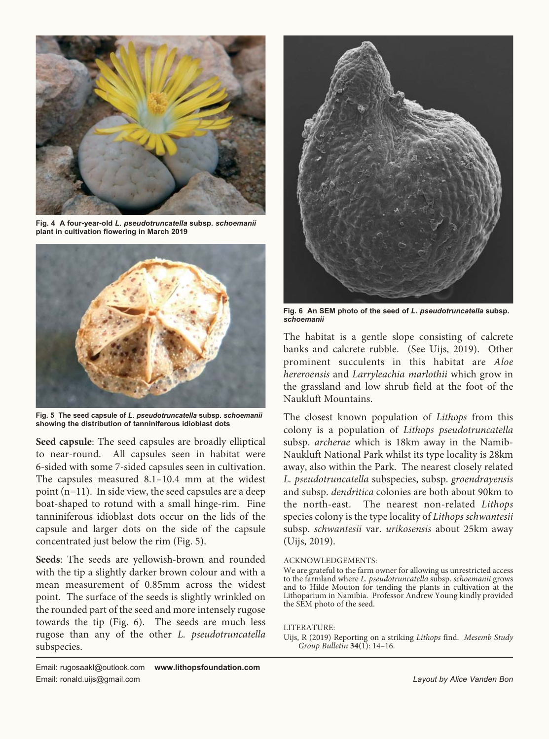Fig. 4 A four-year-old *L. pseudotruncatella* subsp. *schoemanii* plant in cultivation flowering in March 2019

Fig. 5 The seed capsule of *L. pseudotruncatella* subsp. *schoemanii* showing the distribution of tanniniferous idioblast dots

**Seed capsule**: The seed capsules are broadly elliptical to near-round. All capsules seen in habitat were 6-sided with some 7-sided capsules seen in cultivation. The capsules measured 8.1–10.4 mm at the widest point (n=11). In side view, the seed capsules are a deep boat-shaped to rotund with a small hinge-rim. Fine tanniniferous idioblast dots occur on the lids of the capsule and larger dots on the side of the capsule concentrated just below the rim (Fig. 5).

**Seeds**: The seeds are yellowish-brown and rounded with the tip a slightly darker brown colour and with a mean measurement of 0.85mm across the widest point. The surface of the seeds is slightly wrinkled on the rounded part of the seed and more intensely rugose towards the tip (Fig. 6). The seeds are much less rugose than any of the other *L. pseudotruncatella* subspecies.

Fig. 6 An SEM photo of the seed of *L. pseudotruncatella* subsp. *schoemanii*

The habitat is a gentle slope consisting of calcrete banks and calcrete rubble. (See Uijs, 2019). Other prominent succulents in this habitat are *Aloe hereroensis* and *Larryleachia marlothii* which grow in the grassland and low shrub field at the foot of the Naukluft Mountains.

The closest known population of *Lithops* from this colony is a population of *Lithops pseudotruncatella* subsp. *archerae* which is 18km away in the Namib-Naukluft National Park whilst its type locality is 28km away, also within the Park. The nearest closely related *L. pseudotruncatella* subspecies, subsp. *groendrayensis* and subsp. *dendritica* colonies are both about 90km to the north-east. The nearest non-related *Lithops* species colony is the type locality of *Lithops schwantesii* subsp. *schwantesii* var. *urikosensis* about 25km away (Uijs, 2019).

ACKNOWLEDGEMENTS:

We are grateful to the farm owner for allowing us unrestricted access to the farmland where *L. pseudotruncatella* subsp. *schoemanii* grows and to Hilde Mouton for tending the plants in cultivation at the Lithoparium in Namibia. Professor Andrew Young kindly provided the SEM photo of the seed.

LITERATURE:

Uijs, R (2019) Reporting on a striking *Lithops* find. *Mesemb Study Group Bulletin* **34**(1): 14–16.

Email: rugosaakl@outlook.com **www.lithopsfoundation.com**

Email: ronald.uijs@gmail.com

*Layout by Alice Vanden Bon*